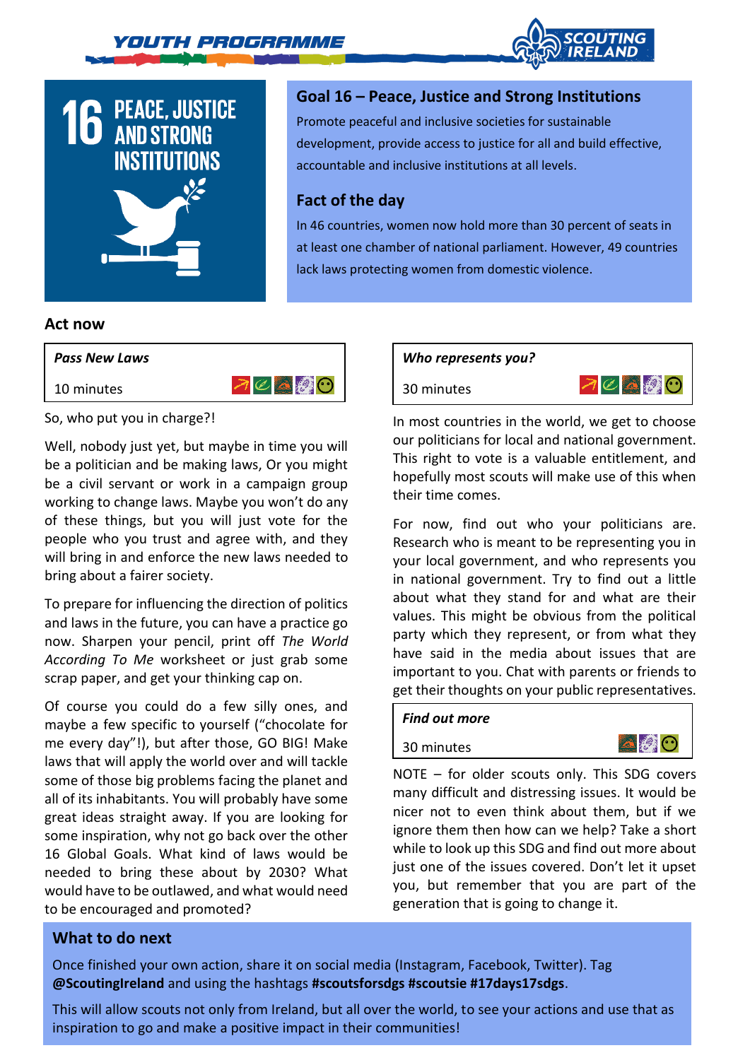YOUTH PROGRAMME

SCOUTING IRELAND

16 PEACE, JUSTICE AND STRONG INSTITUTIONS

## Goal 16 – Peace, Justice and Strong Institutions

Promote peaceful and inclusive societies for sustainable development, provide access to justice for all and build effective, accountable and inclusive institutions at all levels.

### Fact of the day

In 46 countries, women now hold more than 30 percent of seats in at least one chamber of national parliament. However, 49 countries lack laws protecting women from domestic violence.

## Act now

***Pass New Laws***

10 minutes

So, who put you in charge?!

Well, nobody just yet, but maybe in time you will be a politician and be making laws, Or you might be a civil servant or work in a campaign group working to change laws. Maybe you won't do any of these things, but you will just vote for the people who you trust and agree with, and they will bring in and enforce the new laws needed to bring about a fairer society.

To prepare for influencing the direction of politics and laws in the future, you can have a practice go now. Sharpen your pencil, print off *The World According To Me* worksheet or just grab some scrap paper, and get your thinking cap on.

Of course you could do a few silly ones, and maybe a few specific to yourself ("chocolate for me every day"!), but after those, GO BIG! Make laws that will apply the world over and will tackle some of those big problems facing the planet and all of its inhabitants. You will probably have some great ideas straight away. If you are looking for some inspiration, why not go back over the other 16 Global Goals. What kind of laws would be needed to bring these about by 2030? What would have to be outlawed, and what would need to be encouraged and promoted?

***Who represents you?***

30 minutes

In most countries in the world, we get to choose our politicians for local and national government. This right to vote is a valuable entitlement, and hopefully most scouts will make use of this when their time comes.

For now, find out who your politicians are. Research who is meant to be representing you in your local government, and who represents you in national government. Try to find out a little about what they stand for and what are their values. This might be obvious from the political party which they represent, or from what they have said in the media about issues that are important to you. Chat with parents or friends to get their thoughts on your public representatives.

***Find out more***

30 minutes

NOTE – for older scouts only. This SDG covers many difficult and distressing issues. It would be nicer not to even think about them, but if we ignore them then how can we help? Take a short while to look up this SDG and find out more about just one of the issues covered. Don't let it upset you, but remember that you are part of the generation that is going to change it.

## What to do next

Once finished your own action, share it on social media (Instagram, Facebook, Twitter). Tag **@ScoutingIreland** and using the hashtags **#scoutsforsdgs #scoutsie #17days17sdgs**.

This will allow scouts not only from Ireland, but all over the world, to see your actions and use that as inspiration to go and make a positive impact in their communities!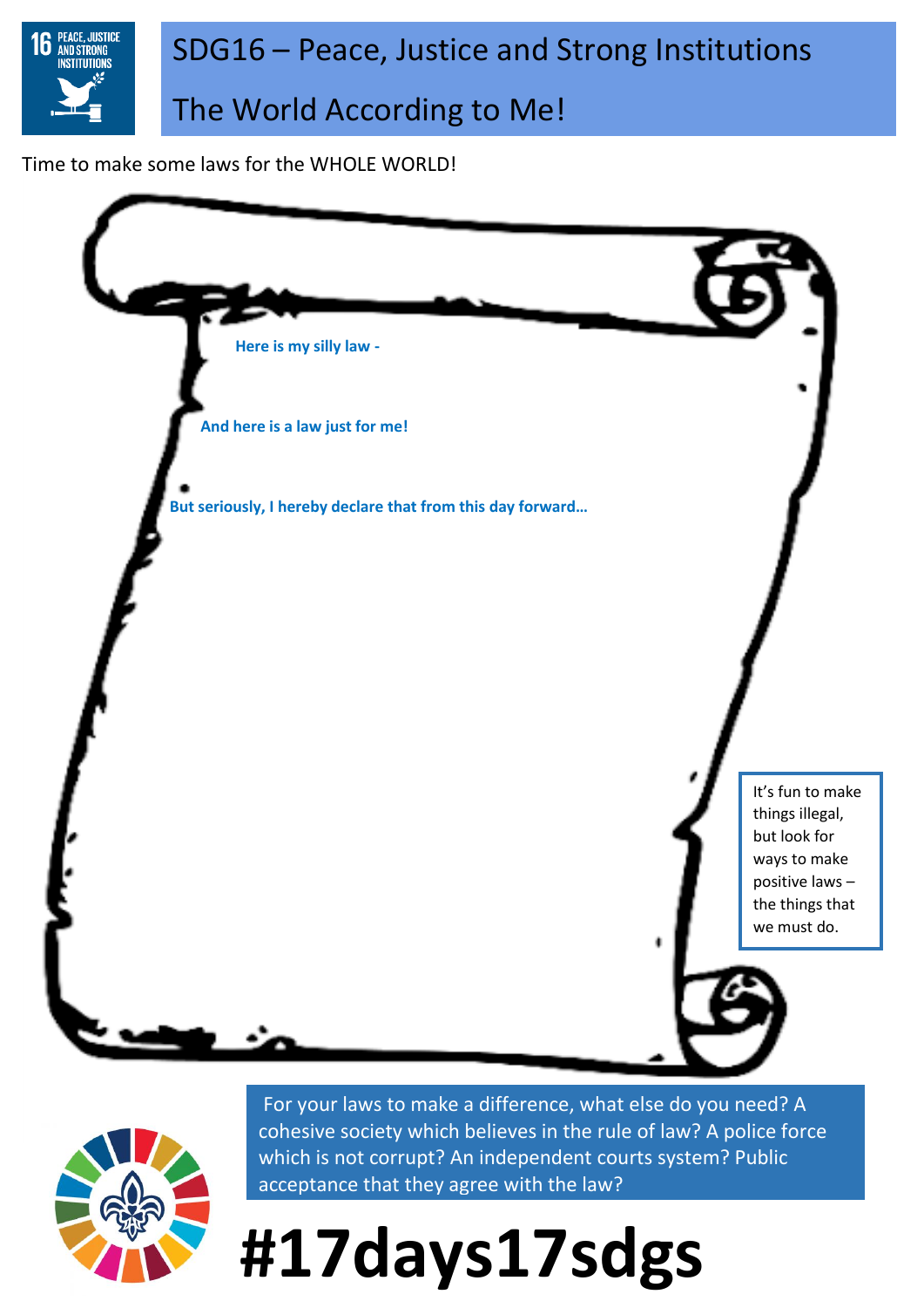16 PEACE, JUSTICE AND STRONG INSTITUTIONS

# SDG16 – Peace, Justice and Strong Institutions

# The World According to Me!

Time to make some laws for the WHOLE WORLD!

**Here is my silly law -**

**And here is a law just for me!**

**But seriously, I hereby declare that from this day forward…**

It's fun to make things illegal, but look for ways to make positive laws – the things that we must do.

For your laws to make a difference, what else do you need? A cohesive society which believes in the rule of law? A police force which is not corrupt? An independent courts system? Public acceptance that they agree with the law?

**#17days17sdgs**